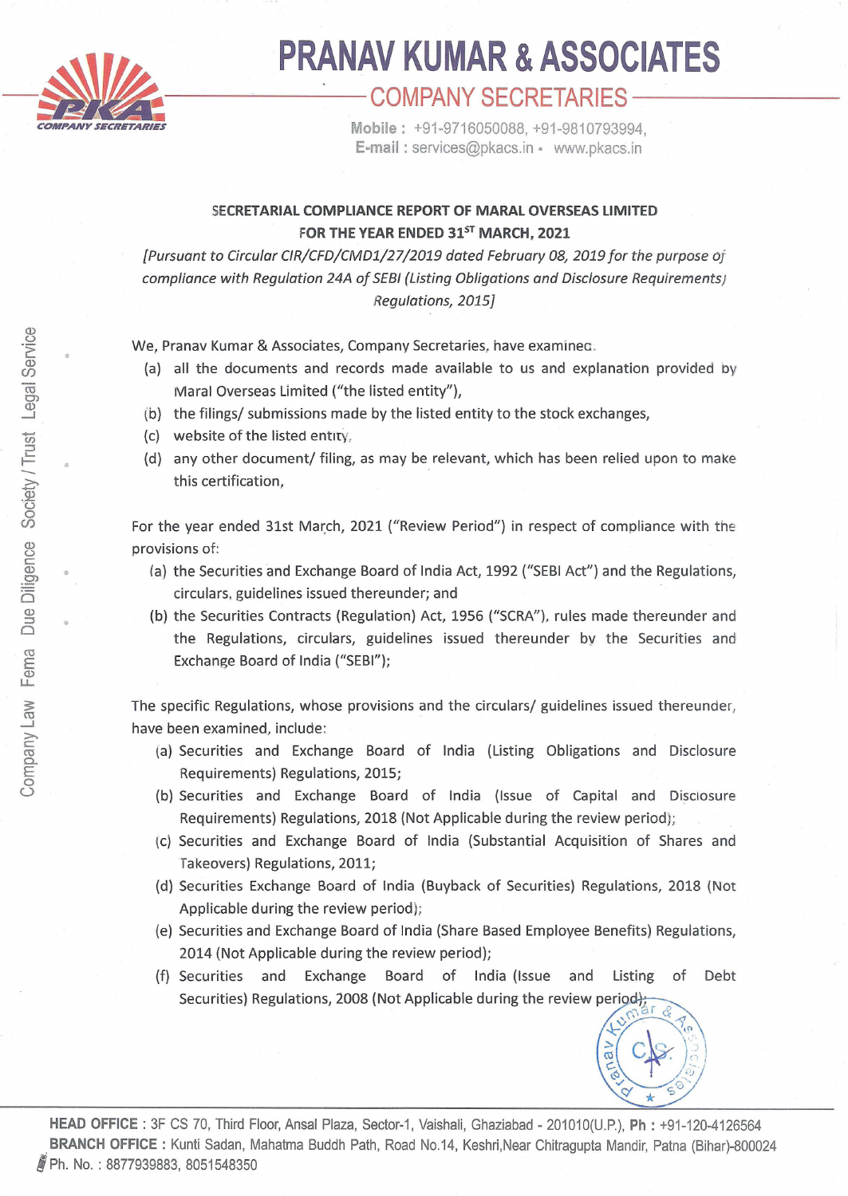# PRANAV KUMAR & ASSOCIATES

## COMPANY SECRETARIES

Mobile : +91-9716050088, +91-9810793994,
E-mail : services@pkacs.in • www.pkacs.in

### SECRETARIAL COMPLIANCE REPORT OF MARAL OVERSEAS LIMITED FOR THE YEAR ENDED 31ST MARCH, 2021

*[Pursuant to Circular CIR/CFD/CMD1/27/2019 dated February 08, 2019 for the purpose of compliance with Regulation 24A of SEBI (Listing Obligations and Disclosure Requirements) Regulations, 2015]*

We, Pranav Kumar & Associates, Company Secretaries, have examined:

(a) all the documents and records made available to us and explanation provided by Maral Overseas Limited ("the listed entity"),

(b) the filings/ submissions made by the listed entity to the stock exchanges,

(c) website of the listed entity,

(d) any other document/ filing, as may be relevant, which has been relied upon to make this certification,

For the year ended 31st March, 2021 ("Review Period") in respect of compliance with the provisions of:

(a) the Securities and Exchange Board of India Act, 1992 ("SEBI Act") and the Regulations, circulars, guidelines issued thereunder; and

(b) the Securities Contracts (Regulation) Act, 1956 ("SCRA"), rules made thereunder and the Regulations, circulars, guidelines issued thereunder by the Securities and Exchange Board of India ("SEBI");

The specific Regulations, whose provisions and the circulars/ guidelines issued thereunder, have been examined, include:

(a) Securities and Exchange Board of India (Listing Obligations and Disclosure Requirements) Regulations, 2015;

(b) Securities and Exchange Board of India (Issue of Capital and Disclosure Requirements) Regulations, 2018 (Not Applicable during the review period);

(c) Securities and Exchange Board of India (Substantial Acquisition of Shares and Takeovers) Regulations, 2011;

(d) Securities Exchange Board of India (Buyback of Securities) Regulations, 2018 (Not Applicable during the review period);

(e) Securities and Exchange Board of India (Share Based Employee Benefits) Regulations, 2014 (Not Applicable during the review period);

(f) Securities and Exchange Board of India (Issue and Listing of Debt Securities) Regulations, 2008 (Not Applicable during the review period);

HEAD OFFICE : 3F CS 70, Third Floor, Ansal Plaza, Sector-1, Vaishali, Ghaziabad - 201010(U.P.), Ph : +91-120-4126564
BRANCH OFFICE : Kunti Sadan, Mahatma Buddh Path, Road No.14, Keshri,Near Chitragupta Mandir, Patna (Bihar)-800024
Ph. No. : 8877939883, 8051548350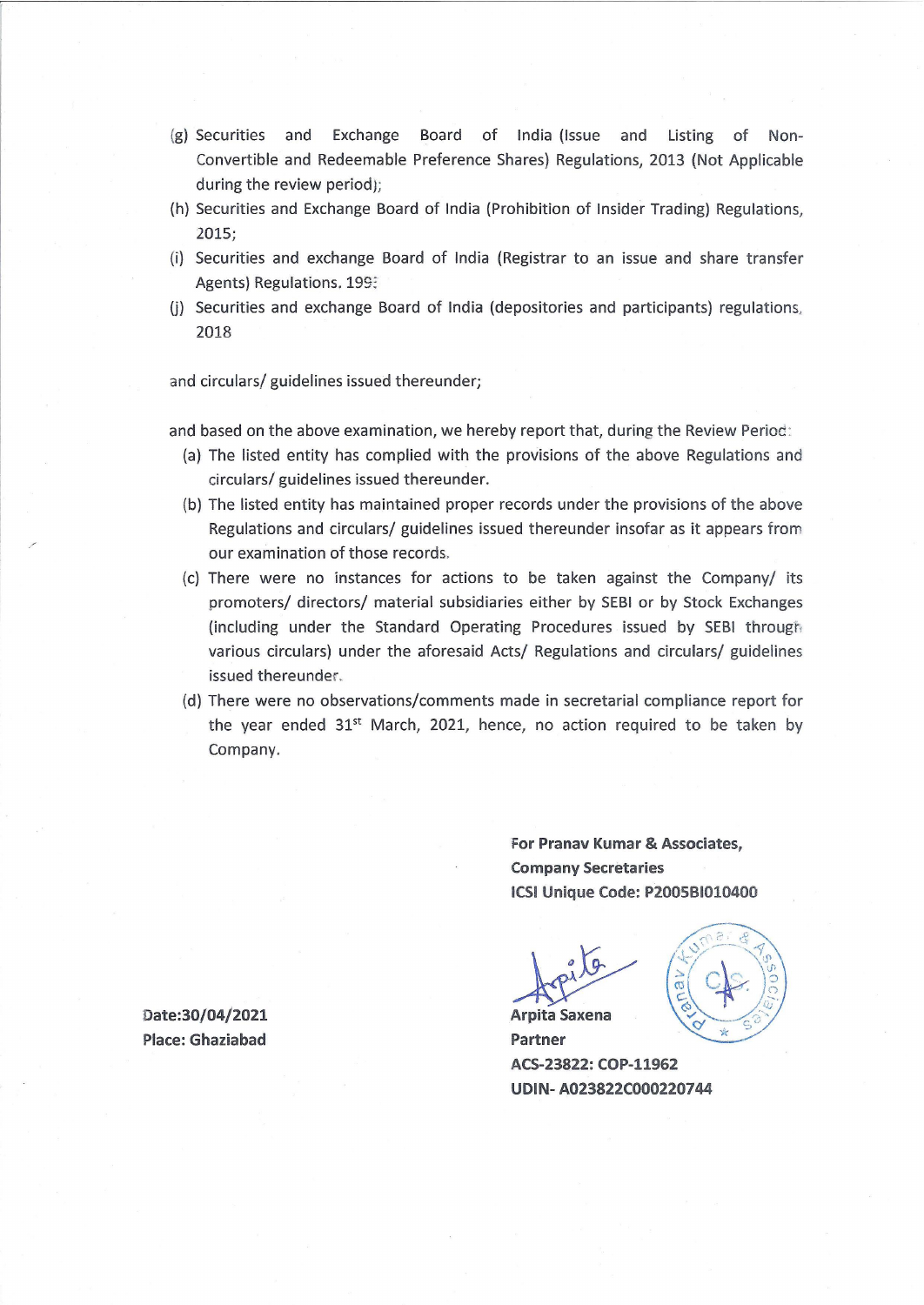(g) Securities and Exchange Board of India (Issue and Listing of Non-Convertible and Redeemable Preference Shares) Regulations, 2013 (Not Applicable during the review period);

(h) Securities and Exchange Board of India (Prohibition of Insider Trading) Regulations, 2015;

(i) Securities and exchange Board of India (Registrar to an issue and share transfer Agents) Regulations. 1993

(j) Securities and exchange Board of India (depositories and participants) regulations, 2018

and circulars/ guidelines issued thereunder;

and based on the above examination, we hereby report that, during the Review Period:

(a) The listed entity has complied with the provisions of the above Regulations and circulars/ guidelines issued thereunder.

(b) The listed entity has maintained proper records under the provisions of the above Regulations and circulars/ guidelines issued thereunder insofar as it appears from our examination of those records.

(c) There were no instances for actions to be taken against the Company/ its promoters/ directors/ material subsidiaries either by SEBI or by Stock Exchanges (including under the Standard Operating Procedures issued by SEBI through various circulars) under the aforesaid Acts/ Regulations and circulars/ guidelines issued thereunder.

(d) There were no observations/comments made in secretarial compliance report for the year ended 31st March, 2021, hence, no action required to be taken by Company.

**For Pranav Kumar & Associates,**
**Company Secretaries**
**ICSI Unique Code: P2005BI010400**

**Arpita Saxena**
**Partner**
**ACS-23822: COP-11962**
**UDIN- A023822C000220744**

**Date:30/04/2021**
**Place: Ghaziabad**